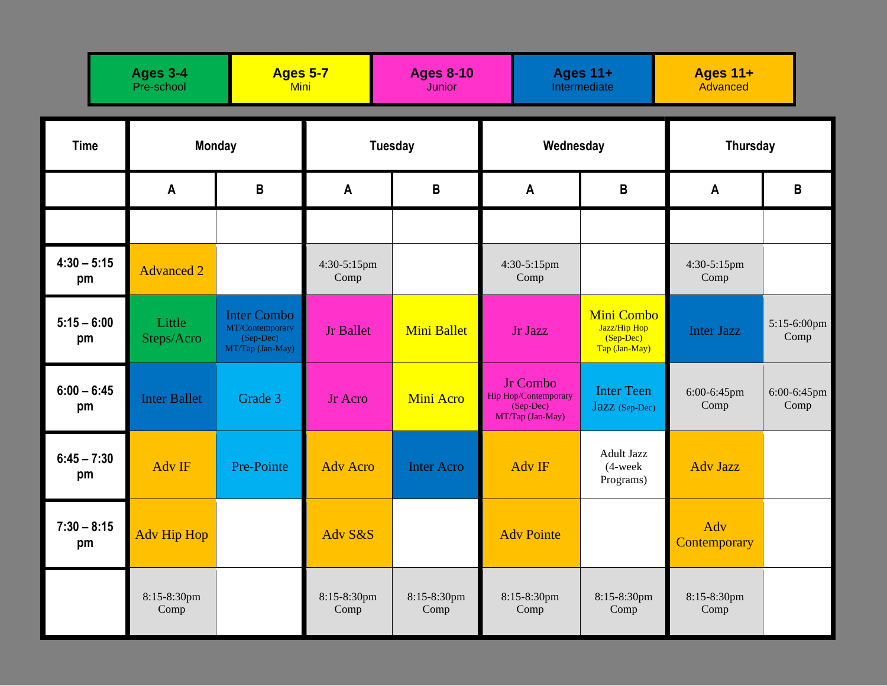| Ages 3-4 | Ages 5-7 | Ages 8-10 | Ages 11+ | Ages 11+ |
|---|---|---|---|---|
| Pre-school | Mini | Junior | Intermediate | Advanced |

| Time | Monday | | Tuesday | | Wednesday | | Thursday | |
|---|---|---|---|---|---|---|---|---|
| | A | B | A | B | A | B | A | B |
| | | | | | | | | |
| 4:30 – 5:15 pm | Advanced 2 | | 4:30-5:15pm Comp | | 4:30-5:15pm Comp | | 4:30-5:15pm Comp | |
| 5:15 – 6:00 pm | Little Steps/Acro | Inter Combo MT/Contemporary (Sep-Dec) MT/Tap (Jan-May) | Jr Ballet | Mini Ballet | Jr Jazz | Mini Combo Jazz/Hip Hop (Sep-Dec) Tap (Jan-May) | Inter Jazz | 5:15-6:00pm Comp |
| 6:00 – 6:45 pm | Inter Ballet | Grade 3 | Jr Acro | Mini Acro | Jr Combo Hip Hop/Contemporary (Sep-Dec) MT/Tap (Jan-May) | Inter Teen Jazz (Sep-Dec) | 6:00-6:45pm Comp | 6:00-6:45pm Comp |
| 6:45 – 7:30 pm | Adv IF | Pre-Pointe | Adv Acro | Inter Acro | Adv IF | Adult Jazz (4-week Programs) | Adv Jazz | |
| 7:30 – 8:15 pm | Adv Hip Hop | | Adv S&S | | Adv Pointe | | Adv Contemporary | |
| | 8:15-8:30pm Comp | | 8:15-8:30pm Comp | 8:15-8:30pm Comp | 8:15-8:30pm Comp | 8:15-8:30pm Comp | 8:15-8:30pm Comp | |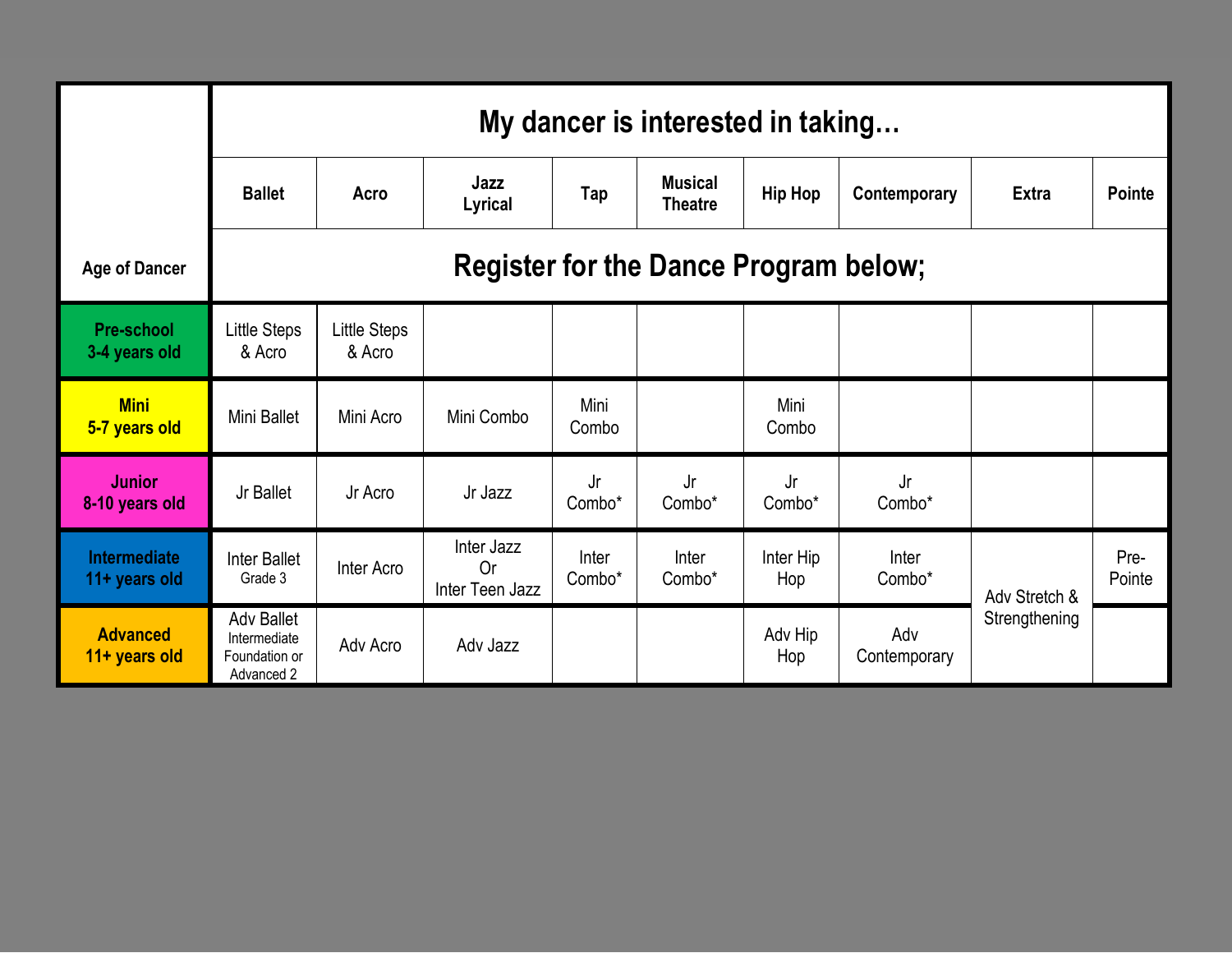| Age of Dancer | Ballet | Acro | Jazz Lyrical | Tap | Musical Theatre | Hip Hop | Contemporary | Extra | Pointe |
|---|---|---|---|---|---|---|---|---|---|
| | **My dancer is interested in taking…** | | | | | | | | |
| | **Register for the Dance Program below;** | | | | | | | | |
| **Pre-school 3-4 years old** | Little Steps & Acro | Little Steps & Acro | | | | | | | |
| **Mini 5-7 years old** | Mini Ballet | Mini Acro | Mini Combo | Mini Combo | | Mini Combo | | | |
| **Junior 8-10 years old** | Jr Ballet | Jr Acro | Jr Jazz | Jr Combo* | Jr Combo* | Jr Combo* | Jr Combo* | | |
| **Intermediate 11+ years old** | Inter Ballet Grade 3 | Inter Acro | Inter Jazz Or Inter Teen Jazz | Inter Combo* | Inter Combo* | Inter Hip Hop | Inter Combo* | Adv Stretch & Strengthening | Pre-Pointe |
| **Advanced 11+ years old** | Adv Ballet Intermediate Foundation or Advanced 2 | Adv Acro | Adv Jazz | | | Adv Hip Hop | Adv Contemporary | | |